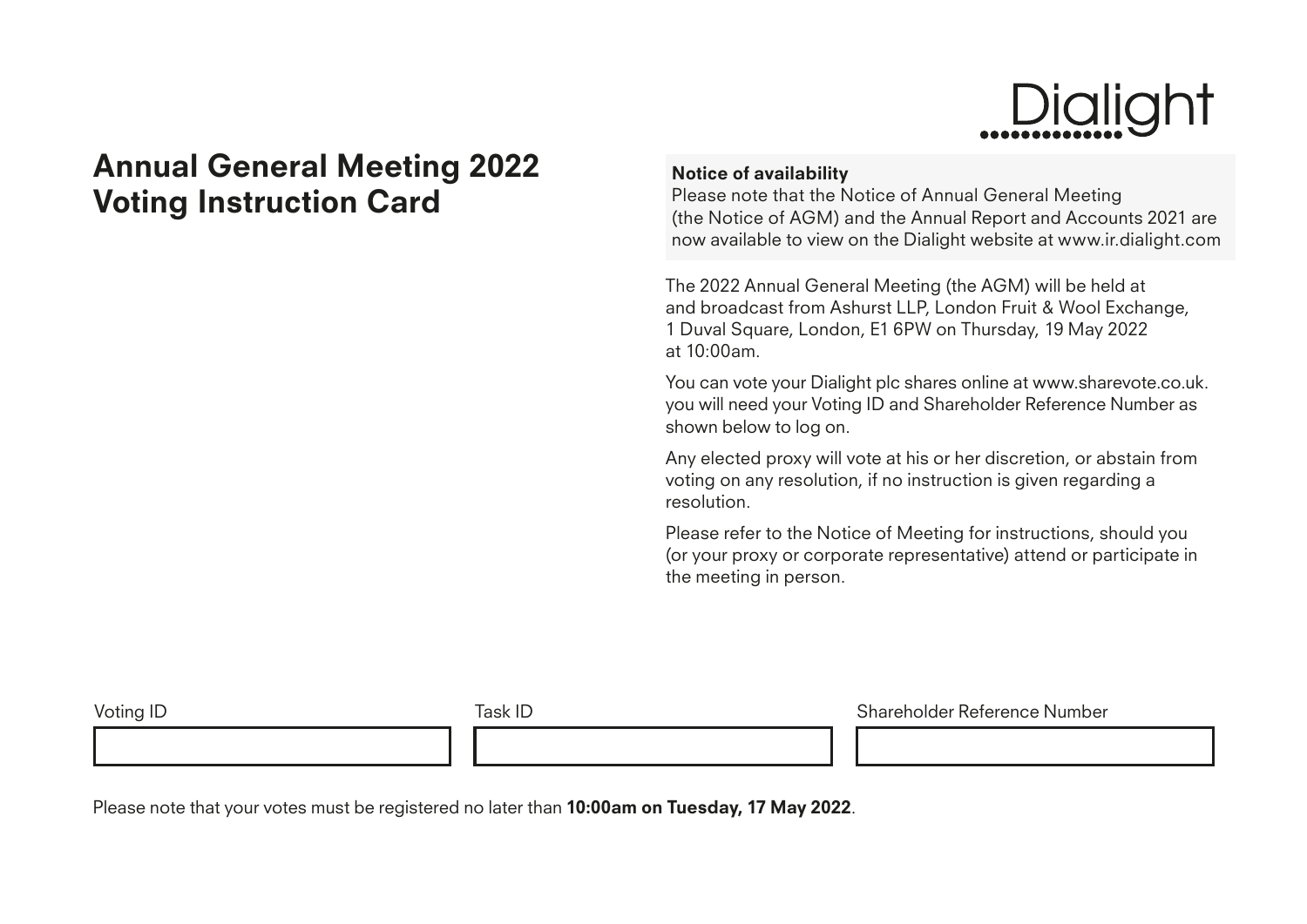Dialight

# Annual General Meeting 2022 Voting Instruction Card

**Notice of availability**
Please note that the Notice of Annual General Meeting (the Notice of AGM) and the Annual Report and Accounts 2021 are now available to view on the Dialight website at www.ir.dialight.com

The 2022 Annual General Meeting (the AGM) will be held at and broadcast from Ashurst LLP, London Fruit & Wool Exchange, 1 Duval Square, London, E1 6PW on Thursday, 19 May 2022 at 10:00am.

You can vote your Dialight plc shares online at www.sharevote.co.uk. you will need your Voting ID and Shareholder Reference Number as shown below to log on.

Any elected proxy will vote at his or her discretion, or abstain from voting on any resolution, if no instruction is given regarding a resolution.

Please refer to the Notice of Meeting for instructions, should you (or your proxy or corporate representative) attend or participate in the meeting in person.

| Voting ID | Task ID | Shareholder Reference Number |
|---|---|---|
| | | |

Please note that your votes must be registered no later than **10:00am on Tuesday, 17 May 2022**.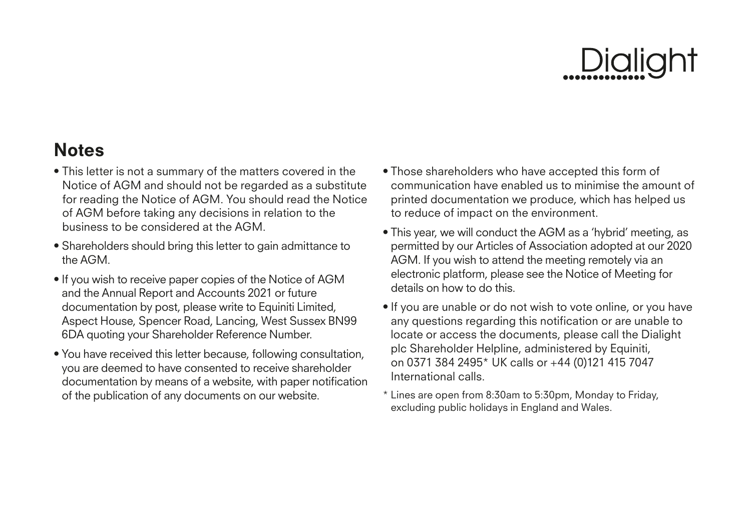Dialight

## Notes

- This letter is not a summary of the matters covered in the Notice of AGM and should not be regarded as a substitute for reading the Notice of AGM. You should read the Notice of AGM before taking any decisions in relation to the business to be considered at the AGM.
- Shareholders should bring this letter to gain admittance to the AGM.
- If you wish to receive paper copies of the Notice of AGM and the Annual Report and Accounts 2021 or future documentation by post, please write to Equiniti Limited, Aspect House, Spencer Road, Lancing, West Sussex BN99 6DA quoting your Shareholder Reference Number.
- You have received this letter because, following consultation, you are deemed to have consented to receive shareholder documentation by means of a website, with paper notification of the publication of any documents on our website.
- Those shareholders who have accepted this form of communication have enabled us to minimise the amount of printed documentation we produce, which has helped us to reduce of impact on the environment.
- This year, we will conduct the AGM as a 'hybrid' meeting, as permitted by our Articles of Association adopted at our 2020 AGM. If you wish to attend the meeting remotely via an electronic platform, please see the Notice of Meeting for details on how to do this.
- If you are unable or do not wish to vote online, or you have any questions regarding this notification or are unable to locate or access the documents, please call the Dialight plc Shareholder Helpline, administered by Equiniti, on 0371 384 2495* UK calls or +44 (0)121 415 7047 International calls.

\* Lines are open from 8:30am to 5:30pm, Monday to Friday, excluding public holidays in England and Wales.